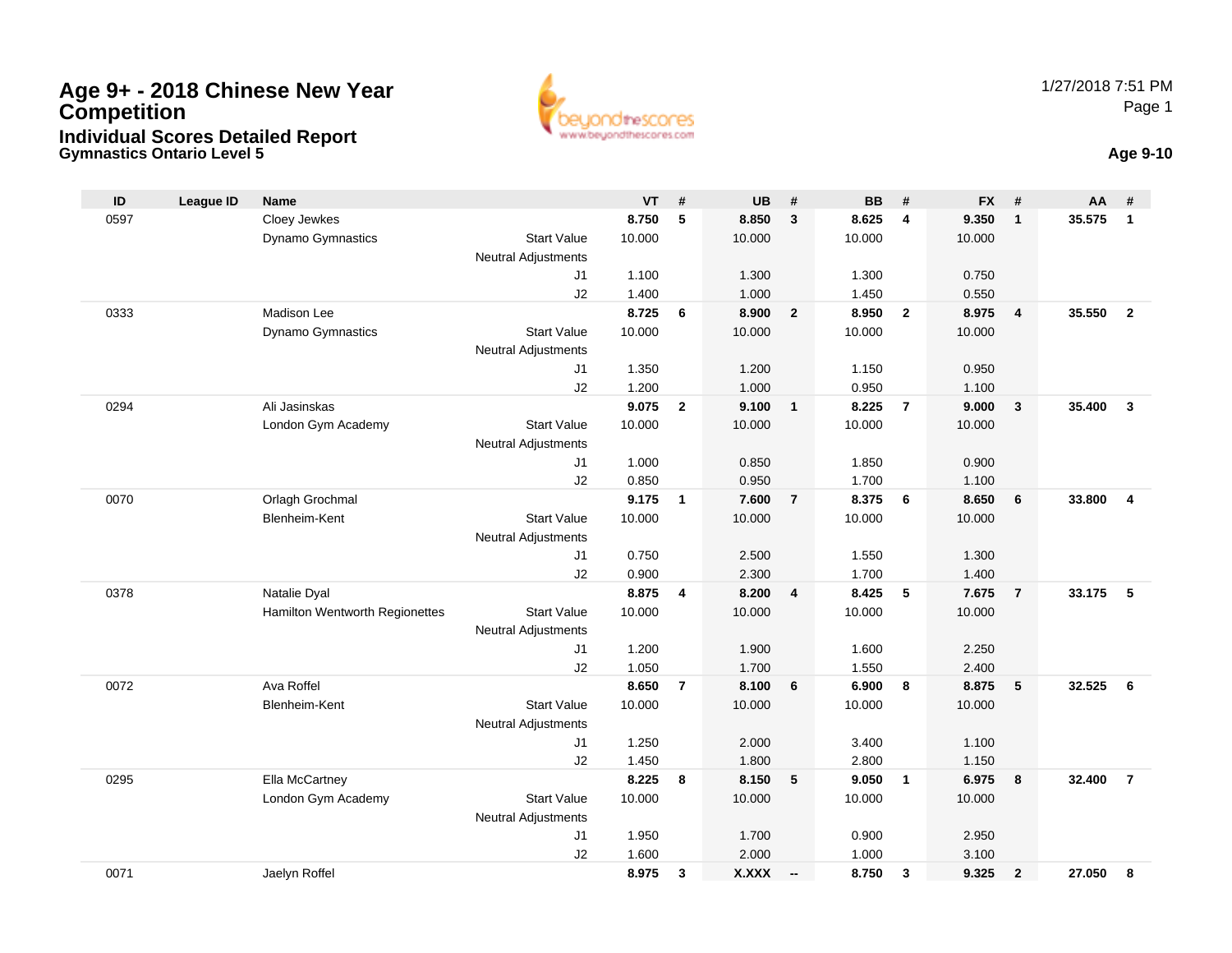# Age 9+ - 2018 Chinese New Year Competition

## Individual Scores Detailed Report

### Gymnastics Ontario Level 5

1/27/2018 7:51 PM

**Age 9-10**

| ID | League ID | Name | | VT | # | UB | # | BB | # | FX | # | AA | # |
|---|---|---|---|---|---|---|---|---|---|---|---|---|---|
| 0597 | | Cloey Jewkes | | **8.750** | **5** | **8.850** | **3** | **8.625** | **4** | **9.350** | **1** | **35.575** | **1** |
| | | Dynamo Gymnastics | Start Value | 10.000 | | 10.000 | | 10.000 | | 10.000 | | | |
| | | | Neutral Adjustments | | | | | | | | | | |
| | | | J1 | 1.100 | | 1.300 | | 1.300 | | 0.750 | | | |
| | | | J2 | 1.400 | | 1.000 | | 1.450 | | 0.550 | | | |
| 0333 | | Madison Lee | | **8.725** | **6** | **8.900** | **2** | **8.950** | **2** | **8.975** | **4** | **35.550** | **2** |
| | | Dynamo Gymnastics | Start Value | 10.000 | | 10.000 | | 10.000 | | 10.000 | | | |
| | | | Neutral Adjustments | | | | | | | | | | |
| | | | J1 | 1.350 | | 1.200 | | 1.150 | | 0.950 | | | |
| | | | J2 | 1.200 | | 1.000 | | 0.950 | | 1.100 | | | |
| 0294 | | Ali Jasinskas | | **9.075** | **2** | **9.100** | **1** | **8.225** | **7** | **9.000** | **3** | **35.400** | **3** |
| | | London Gym Academy | Start Value | 10.000 | | 10.000 | | 10.000 | | 10.000 | | | |
| | | | Neutral Adjustments | | | | | | | | | | |
| | | | J1 | 1.000 | | 0.850 | | 1.850 | | 0.900 | | | |
| | | | J2 | 0.850 | | 0.950 | | 1.700 | | 1.100 | | | |
| 0070 | | Orlagh Grochmal | | **9.175** | **1** | **7.600** | **7** | **8.375** | **6** | **8.650** | **6** | **33.800** | **4** |
| | | Blenheim-Kent | Start Value | 10.000 | | 10.000 | | 10.000 | | 10.000 | | | |
| | | | Neutral Adjustments | | | | | | | | | | |
| | | | J1 | 0.750 | | 2.500 | | 1.550 | | 1.300 | | | |
| | | | J2 | 0.900 | | 2.300 | | 1.700 | | 1.400 | | | |
| 0378 | | Natalie Dyal | | **8.875** | **4** | **8.200** | **4** | **8.425** | **5** | **7.675** | **7** | **33.175** | **5** |
| | | Hamilton Wentworth Regionettes | Start Value | 10.000 | | 10.000 | | 10.000 | | 10.000 | | | |
| | | | Neutral Adjustments | | | | | | | | | | |
| | | | J1 | 1.200 | | 1.900 | | 1.600 | | 2.250 | | | |
| | | | J2 | 1.050 | | 1.700 | | 1.550 | | 2.400 | | | |
| 0072 | | Ava Roffel | | **8.650** | **7** | **8.100** | **6** | **6.900** | **8** | **8.875** | **5** | **32.525** | **6** |
| | | Blenheim-Kent | Start Value | 10.000 | | 10.000 | | 10.000 | | 10.000 | | | |
| | | | Neutral Adjustments | | | | | | | | | | |
| | | | J1 | 1.250 | | 2.000 | | 3.400 | | 1.100 | | | |
| | | | J2 | 1.450 | | 1.800 | | 2.800 | | 1.150 | | | |
| 0295 | | Ella McCartney | | **8.225** | **8** | **8.150** | **5** | **9.050** | **1** | **6.975** | **8** | **32.400** | **7** |
| | | London Gym Academy | Start Value | 10.000 | | 10.000 | | 10.000 | | 10.000 | | | |
| | | | Neutral Adjustments | | | | | | | | | | |
| | | | J1 | 1.950 | | 1.700 | | 0.900 | | 2.950 | | | |
| | | | J2 | 1.600 | | 2.000 | | 1.000 | | 3.100 | | | |
| 0071 | | Jaelyn Roffel | | **8.975** | **3** | **X.XXX** | **--** | **8.750** | **3** | **9.325** | **2** | **27.050** | **8** |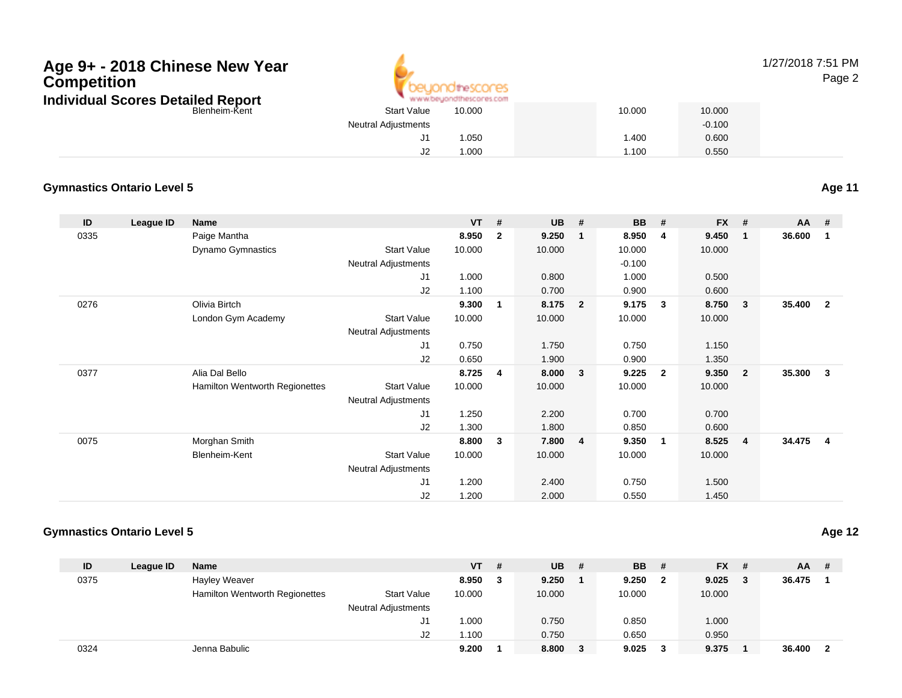# Age 9+ - 2018 Chinese New Year Competition

## Individual Scores Detailed Report

1/27/2018 7:51 PM

| ID | League ID | Name | | VT | # | UB | # | BB | # | FX | # | AA | # |
|---|---|---|---|---|---|---|---|---|---|---|---|---|---|
| | | Blenheim-Kent | Start Value | 10.000 | | | | 10.000 | | 10.000 | | | |
| | | | Neutral Adjustments | | | | | | | -0.100 | | | |
| | | | J1 | 1.050 | | | | 1.400 | | 0.600 | | | |
| | | | J2 | 1.000 | | | | 1.100 | | 0.550 | | | |

### Gymnastics Ontario Level 5

**Age 11**

| ID | League ID | Name | | VT | # | UB | # | BB | # | FX | # | AA | # |
|---|---|---|---|---|---|---|---|---|---|---|---|---|---|
| 0335 | | Paige Mantha | | **8.950** | **2** | **9.250** | **1** | **8.950** | **4** | **9.450** | **1** | **36.600** | **1** |
| | | Dynamo Gymnastics | Start Value | 10.000 | | 10.000 | | 10.000 | | 10.000 | | | |
| | | | Neutral Adjustments | | | | | -0.100 | | | | | |
| | | | J1 | 1.000 | | 0.800 | | 1.000 | | 0.500 | | | |
| | | | J2 | 1.100 | | 0.700 | | 0.900 | | 0.600 | | | |
| 0276 | | Olivia Birtch | | **9.300** | **1** | **8.175** | **2** | **9.175** | **3** | **8.750** | **3** | **35.400** | **2** |
| | | London Gym Academy | Start Value | 10.000 | | 10.000 | | 10.000 | | 10.000 | | | |
| | | | Neutral Adjustments | | | | | | | | | | |
| | | | J1 | 0.750 | | 1.750 | | 0.750 | | 1.150 | | | |
| | | | J2 | 0.650 | | 1.900 | | 0.900 | | 1.350 | | | |
| 0377 | | Alia Dal Bello | | **8.725** | **4** | **8.000** | **3** | **9.225** | **2** | **9.350** | **2** | **35.300** | **3** |
| | | Hamilton Wentworth Regionettes | Start Value | 10.000 | | 10.000 | | 10.000 | | 10.000 | | | |
| | | | Neutral Adjustments | | | | | | | | | | |
| | | | J1 | 1.250 | | 2.200 | | 0.700 | | 0.700 | | | |
| | | | J2 | 1.300 | | 1.800 | | 0.850 | | 0.600 | | | |
| 0075 | | Morghan Smith | | **8.800** | **3** | **7.800** | **4** | **9.350** | **1** | **8.525** | **4** | **34.475** | **4** |
| | | Blenheim-Kent | Start Value | 10.000 | | 10.000 | | 10.000 | | 10.000 | | | |
| | | | Neutral Adjustments | | | | | | | | | | |
| | | | J1 | 1.200 | | 2.400 | | 0.750 | | 1.500 | | | |
| | | | J2 | 1.200 | | 2.000 | | 0.550 | | 1.450 | | | |

### Gymnastics Ontario Level 5

**Age 12**

| ID | League ID | Name | | VT | # | UB | # | BB | # | FX | # | AA | # |
|---|---|---|---|---|---|---|---|---|---|---|---|---|---|
| 0375 | | Hayley Weaver | | **8.950** | **3** | **9.250** | **1** | **9.250** | **2** | **9.025** | **3** | **36.475** | **1** |
| | | Hamilton Wentworth Regionettes | Start Value | 10.000 | | 10.000 | | 10.000 | | 10.000 | | | |
| | | | Neutral Adjustments | | | | | | | | | | |
| | | | J1 | 1.000 | | 0.750 | | 0.850 | | 1.000 | | | |
| | | | J2 | 1.100 | | 0.750 | | 0.650 | | 0.950 | | | |
| 0324 | | Jenna Babulic | | **9.200** | **1** | **8.800** | **3** | **9.025** | **3** | **9.375** | **1** | **36.400** | **2** |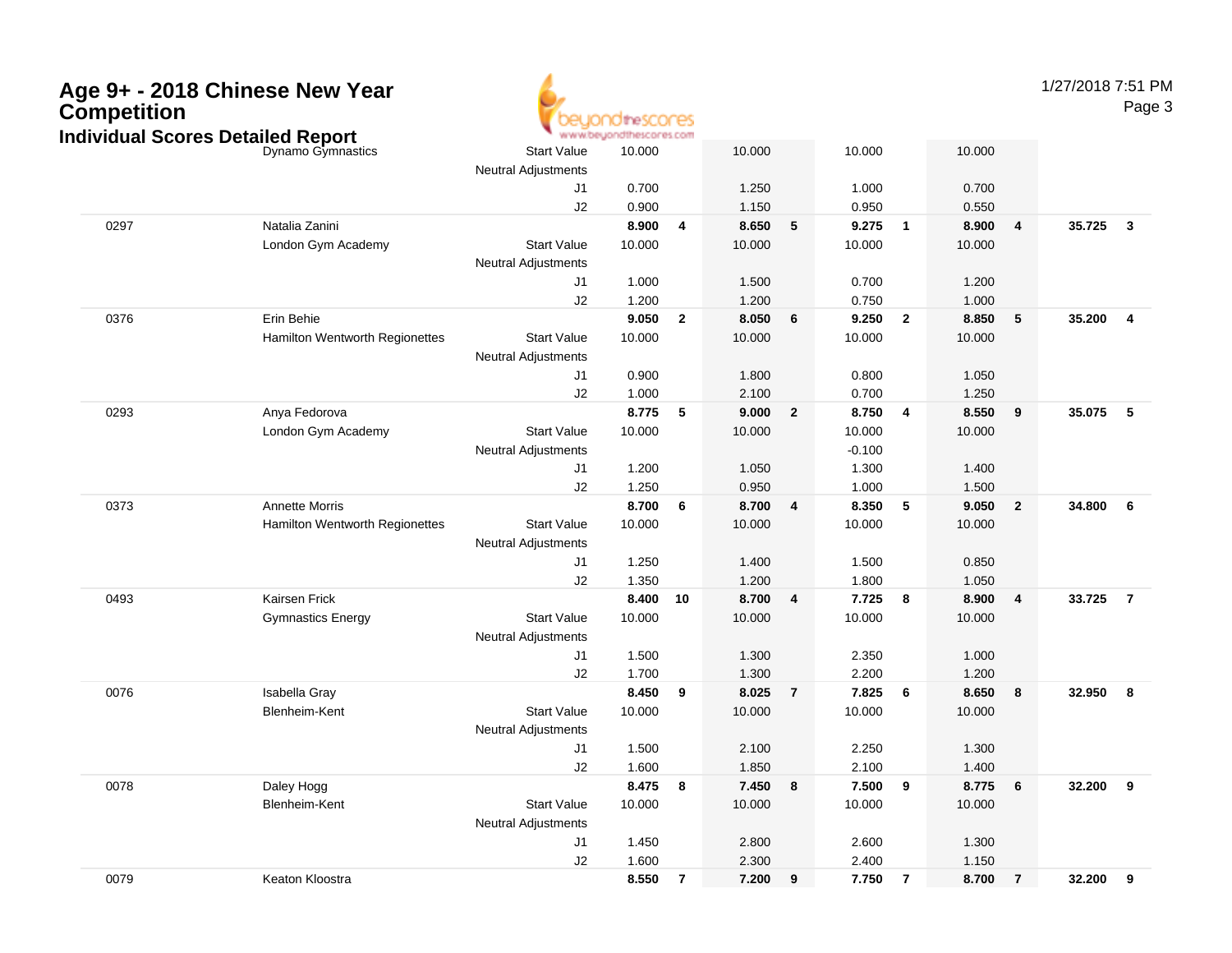# Age 9+ - 2018 Chinese New Year Competition

## Individual Scores Detailed Report

| # | Name | | Vault | | Bars | | Beam | | Floor | | AA | |
|---|---|---|---|---|---|---|---|---|---|---|---|---|
| | Dynamo Gymnastics | Start Value | 10.000 | | 10.000 | | 10.000 | | 10.000 | | | |
| | | Neutral Adjustments | | | | | | | | | | |
| | | J1 | 0.700 | | 1.250 | | 1.000 | | 0.700 | | | |
| | | J2 | 0.900 | | 1.150 | | 0.950 | | 0.550 | | | |
| 0297 | Natalia Zanini | | **8.900** | **4** | **8.650** | **5** | **9.275** | **1** | **8.900** | **4** | **35.725** | **3** |
| | London Gym Academy | Start Value | 10.000 | | 10.000 | | 10.000 | | 10.000 | | | |
| | | Neutral Adjustments | | | | | | | | | | |
| | | J1 | 1.000 | | 1.500 | | 0.700 | | 1.200 | | | |
| | | J2 | 1.200 | | 1.200 | | 0.750 | | 1.000 | | | |
| 0376 | Erin Behie | | **9.050** | **2** | **8.050** | **6** | **9.250** | **2** | **8.850** | **5** | **35.200** | **4** |
| | Hamilton Wentworth Regionettes | Start Value | 10.000 | | 10.000 | | 10.000 | | 10.000 | | | |
| | | Neutral Adjustments | | | | | | | | | | |
| | | J1 | 0.900 | | 1.800 | | 0.800 | | 1.050 | | | |
| | | J2 | 1.000 | | 2.100 | | 0.700 | | 1.250 | | | |
| 0293 | Anya Fedorova | | **8.775** | **5** | **9.000** | **2** | **8.750** | **4** | **8.550** | **9** | **35.075** | **5** |
| | London Gym Academy | Start Value | 10.000 | | 10.000 | | 10.000 | | 10.000 | | | |
| | | Neutral Adjustments | | | | | -0.100 | | | | | |
| | | J1 | 1.200 | | 1.050 | | 1.300 | | 1.400 | | | |
| | | J2 | 1.250 | | 0.950 | | 1.000 | | 1.500 | | | |
| 0373 | Annette Morris | | **8.700** | **6** | **8.700** | **4** | **8.350** | **5** | **9.050** | **2** | **34.800** | **6** |
| | Hamilton Wentworth Regionettes | Start Value | 10.000 | | 10.000 | | 10.000 | | 10.000 | | | |
| | | Neutral Adjustments | | | | | | | | | | |
| | | J1 | 1.250 | | 1.400 | | 1.500 | | 0.850 | | | |
| | | J2 | 1.350 | | 1.200 | | 1.800 | | 1.050 | | | |
| 0493 | Kairsen Frick | | **8.400** | **10** | **8.700** | **4** | **7.725** | **8** | **8.900** | **4** | **33.725** | **7** |
| | Gymnastics Energy | Start Value | 10.000 | | 10.000 | | 10.000 | | 10.000 | | | |
| | | Neutral Adjustments | | | | | | | | | | |
| | | J1 | 1.500 | | 1.300 | | 2.350 | | 1.000 | | | |
| | | J2 | 1.700 | | 1.300 | | 2.200 | | 1.200 | | | |
| 0076 | Isabella Gray | | **8.450** | **9** | **8.025** | **7** | **7.825** | **6** | **8.650** | **8** | **32.950** | **8** |
| | Blenheim-Kent | Start Value | 10.000 | | 10.000 | | 10.000 | | 10.000 | | | |
| | | Neutral Adjustments | | | | | | | | | | |
| | | J1 | 1.500 | | 2.100 | | 2.250 | | 1.300 | | | |
| | | J2 | 1.600 | | 1.850 | | 2.100 | | 1.400 | | | |
| 0078 | Daley Hogg | | **8.475** | **8** | **7.450** | **8** | **7.500** | **9** | **8.775** | **6** | **32.200** | **9** |
| | Blenheim-Kent | Start Value | 10.000 | | 10.000 | | 10.000 | | 10.000 | | | |
| | | Neutral Adjustments | | | | | | | | | | |
| | | J1 | 1.450 | | 2.800 | | 2.600 | | 1.300 | | | |
| | | J2 | 1.600 | | 2.300 | | 2.400 | | 1.150 | | | |
| 0079 | Keaton Kloostra | | **8.550** | **7** | **7.200** | **9** | **7.750** | **7** | **8.700** | **7** | **32.200** | **9** |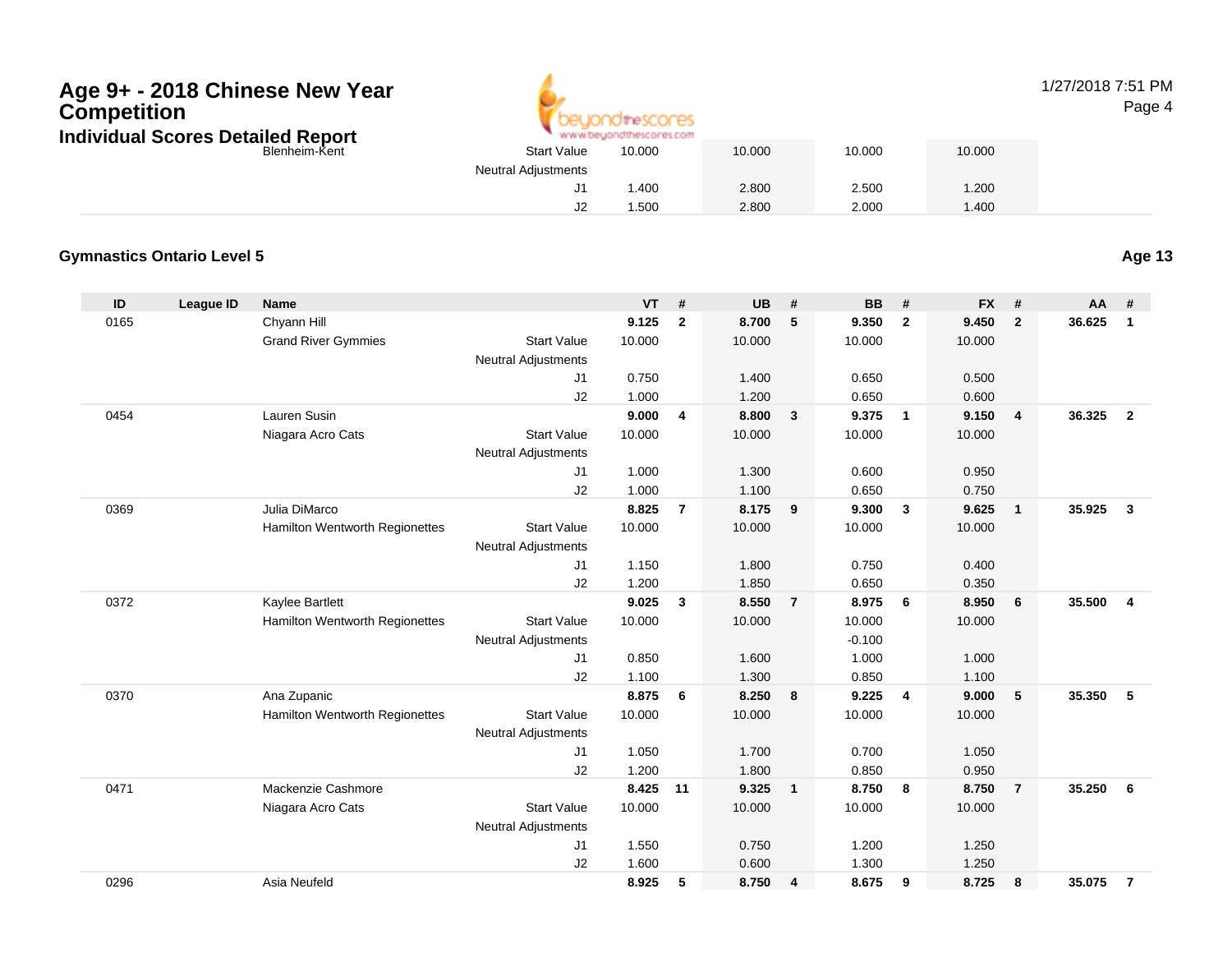# Age 9+ - 2018 Chinese New Year Competition

## Individual Scores Detailed Report

1/27/2018 7:51 PM

| ID | League ID | Name | | VT | # | UB | # | BB | # | FX | # | AA | # |
|---|---|---|---|---|---|---|---|---|---|---|---|---|---|
| | | Blenheim-Kent | Start Value | 10.000 | | 10.000 | | 10.000 | | 10.000 | | | |
| | | | Neutral Adjustments | | | | | | | | | | |
| | | | J1 | 1.400 | | 2.800 | | 2.500 | | 1.200 | | | |
| | | | J2 | 1.500 | | 2.800 | | 2.000 | | 1.400 | | | |

### Gymnastics Ontario Level 5

**Age 13**

| ID | League ID | Name | | VT | # | UB | # | BB | # | FX | # | AA | # |
|---|---|---|---|---|---|---|---|---|---|---|---|---|---|
| 0165 | | Chyann Hill | | **9.125** | **2** | **8.700** | **5** | **9.350** | **2** | **9.450** | **2** | **36.625** | **1** |
| | | Grand River Gymmies | Start Value | 10.000 | | 10.000 | | 10.000 | | 10.000 | | | |
| | | | Neutral Adjustments | | | | | | | | | | |
| | | | J1 | 0.750 | | 1.400 | | 0.650 | | 0.500 | | | |
| | | | J2 | 1.000 | | 1.200 | | 0.650 | | 0.600 | | | |
| 0454 | | Lauren Susin | | **9.000** | **4** | **8.800** | **3** | **9.375** | **1** | **9.150** | **4** | **36.325** | **2** |
| | | Niagara Acro Cats | Start Value | 10.000 | | 10.000 | | 10.000 | | 10.000 | | | |
| | | | Neutral Adjustments | | | | | | | | | | |
| | | | J1 | 1.000 | | 1.300 | | 0.600 | | 0.950 | | | |
| | | | J2 | 1.000 | | 1.100 | | 0.650 | | 0.750 | | | |
| 0369 | | Julia DiMarco | | **8.825** | **7** | **8.175** | **9** | **9.300** | **3** | **9.625** | **1** | **35.925** | **3** |
| | | Hamilton Wentworth Regionettes | Start Value | 10.000 | | 10.000 | | 10.000 | | 10.000 | | | |
| | | | Neutral Adjustments | | | | | | | | | | |
| | | | J1 | 1.150 | | 1.800 | | 0.750 | | 0.400 | | | |
| | | | J2 | 1.200 | | 1.850 | | 0.650 | | 0.350 | | | |
| 0372 | | Kaylee Bartlett | | **9.025** | **3** | **8.550** | **7** | **8.975** | **6** | **8.950** | **6** | **35.500** | **4** |
| | | Hamilton Wentworth Regionettes | Start Value | 10.000 | | 10.000 | | 10.000 | | 10.000 | | | |
| | | | Neutral Adjustments | | | | | -0.100 | | | | | |
| | | | J1 | 0.850 | | 1.600 | | 1.000 | | 1.000 | | | |
| | | | J2 | 1.100 | | 1.300 | | 0.850 | | 1.100 | | | |
| 0370 | | Ana Zupanic | | **8.875** | **6** | **8.250** | **8** | **9.225** | **4** | **9.000** | **5** | **35.350** | **5** |
| | | Hamilton Wentworth Regionettes | Start Value | 10.000 | | 10.000 | | 10.000 | | 10.000 | | | |
| | | | Neutral Adjustments | | | | | | | | | | |
| | | | J1 | 1.050 | | 1.700 | | 0.700 | | 1.050 | | | |
| | | | J2 | 1.200 | | 1.800 | | 0.850 | | 0.950 | | | |
| 0471 | | Mackenzie Cashmore | | **8.425** | **11** | **9.325** | **1** | **8.750** | **8** | **8.750** | **7** | **35.250** | **6** |
| | | Niagara Acro Cats | Start Value | 10.000 | | 10.000 | | 10.000 | | 10.000 | | | |
| | | | Neutral Adjustments | | | | | | | | | | |
| | | | J1 | 1.550 | | 0.750 | | 1.200 | | 1.250 | | | |
| | | | J2 | 1.600 | | 0.600 | | 1.300 | | 1.250 | | | |
| 0296 | | Asia Neufeld | | **8.925** | **5** | **8.750** | **4** | **8.675** | **9** | **8.725** | **8** | **35.075** | **7** |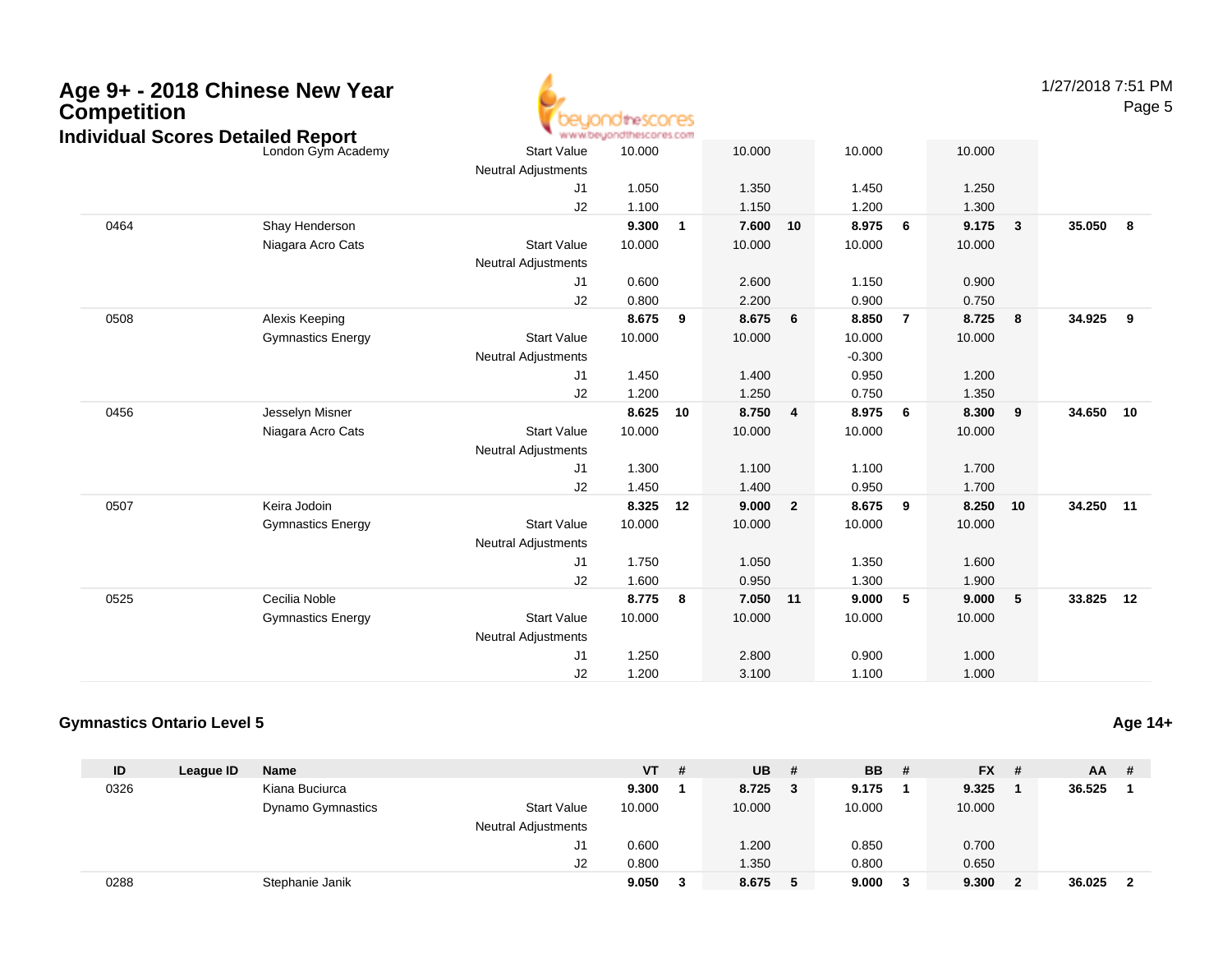# Age 9+ - 2018 Chinese New Year Competition

## Individual Scores Detailed Report

| ID | League ID | Name | | VT | # | UB | # | BB | # | FX | # | AA | # |
|---|---|---|---|---|---|---|---|---|---|---|---|---|---|
| | | London Gym Academy | Start Value | 10.000 | | 10.000 | | 10.000 | | 10.000 | | | |
| | | | Neutral Adjustments | | | | | | | | | | |
| | | | J1 | 1.050 | | 1.350 | | 1.450 | | 1.250 | | | |
| | | | J2 | 1.100 | | 1.150 | | 1.200 | | 1.300 | | | |
| 0464 | | Shay Henderson | | 9.300 | 1 | 7.600 | 10 | 8.975 | 6 | 9.175 | 3 | 35.050 | 8 |
| | | Niagara Acro Cats | Start Value | 10.000 | | 10.000 | | 10.000 | | 10.000 | | | |
| | | | Neutral Adjustments | | | | | | | | | | |
| | | | J1 | 0.600 | | 2.600 | | 1.150 | | 0.900 | | | |
| | | | J2 | 0.800 | | 2.200 | | 0.900 | | 0.750 | | | |
| 0508 | | Alexis Keeping | | 8.675 | 9 | 8.675 | 6 | 8.850 | 7 | 8.725 | 8 | 34.925 | 9 |
| | | Gymnastics Energy | Start Value | 10.000 | | 10.000 | | 10.000 | | 10.000 | | | |
| | | | Neutral Adjustments | | | | | -0.300 | | | | | |
| | | | J1 | 1.450 | | 1.400 | | 0.950 | | 1.200 | | | |
| | | | J2 | 1.200 | | 1.250 | | 0.750 | | 1.350 | | | |
| 0456 | | Jesselyn Misner | | 8.625 | 10 | 8.750 | 4 | 8.975 | 6 | 8.300 | 9 | 34.650 | 10 |
| | | Niagara Acro Cats | Start Value | 10.000 | | 10.000 | | 10.000 | | 10.000 | | | |
| | | | Neutral Adjustments | | | | | | | | | | |
| | | | J1 | 1.300 | | 1.100 | | 1.100 | | 1.700 | | | |
| | | | J2 | 1.450 | | 1.400 | | 0.950 | | 1.700 | | | |
| 0507 | | Keira Jodoin | | 8.325 | 12 | 9.000 | 2 | 8.675 | 9 | 8.250 | 10 | 34.250 | 11 |
| | | Gymnastics Energy | Start Value | 10.000 | | 10.000 | | 10.000 | | 10.000 | | | |
| | | | Neutral Adjustments | | | | | | | | | | |
| | | | J1 | 1.750 | | 1.050 | | 1.350 | | 1.600 | | | |
| | | | J2 | 1.600 | | 0.950 | | 1.300 | | 1.900 | | | |
| 0525 | | Cecilia Noble | | 8.775 | 8 | 7.050 | 11 | 9.000 | 5 | 9.000 | 5 | 33.825 | 12 |
| | | Gymnastics Energy | Start Value | 10.000 | | 10.000 | | 10.000 | | 10.000 | | | |
| | | | Neutral Adjustments | | | | | | | | | | |
| | | | J1 | 1.250 | | 2.800 | | 0.900 | | 1.000 | | | |
| | | | J2 | 1.200 | | 3.100 | | 1.100 | | 1.000 | | | |

### Gymnastics Ontario Level 5

**Age 14+**

| ID | League ID | Name | | VT | # | UB | # | BB | # | FX | # | AA | # |
|---|---|---|---|---|---|---|---|---|---|---|---|---|---|
| 0326 | | Kiana Buciurca | | 9.300 | 1 | 8.725 | 3 | 9.175 | 1 | 9.325 | 1 | 36.525 | 1 |
| | | Dynamo Gymnastics | Start Value | 10.000 | | 10.000 | | 10.000 | | 10.000 | | | |
| | | | Neutral Adjustments | | | | | | | | | | |
| | | | J1 | 0.600 | | 1.200 | | 0.850 | | 0.700 | | | |
| | | | J2 | 0.800 | | 1.350 | | 0.800 | | 0.650 | | | |
| 0288 | | Stephanie Janik | | 9.050 | 3 | 8.675 | 5 | 9.000 | 3 | 9.300 | 2 | 36.025 | 2 |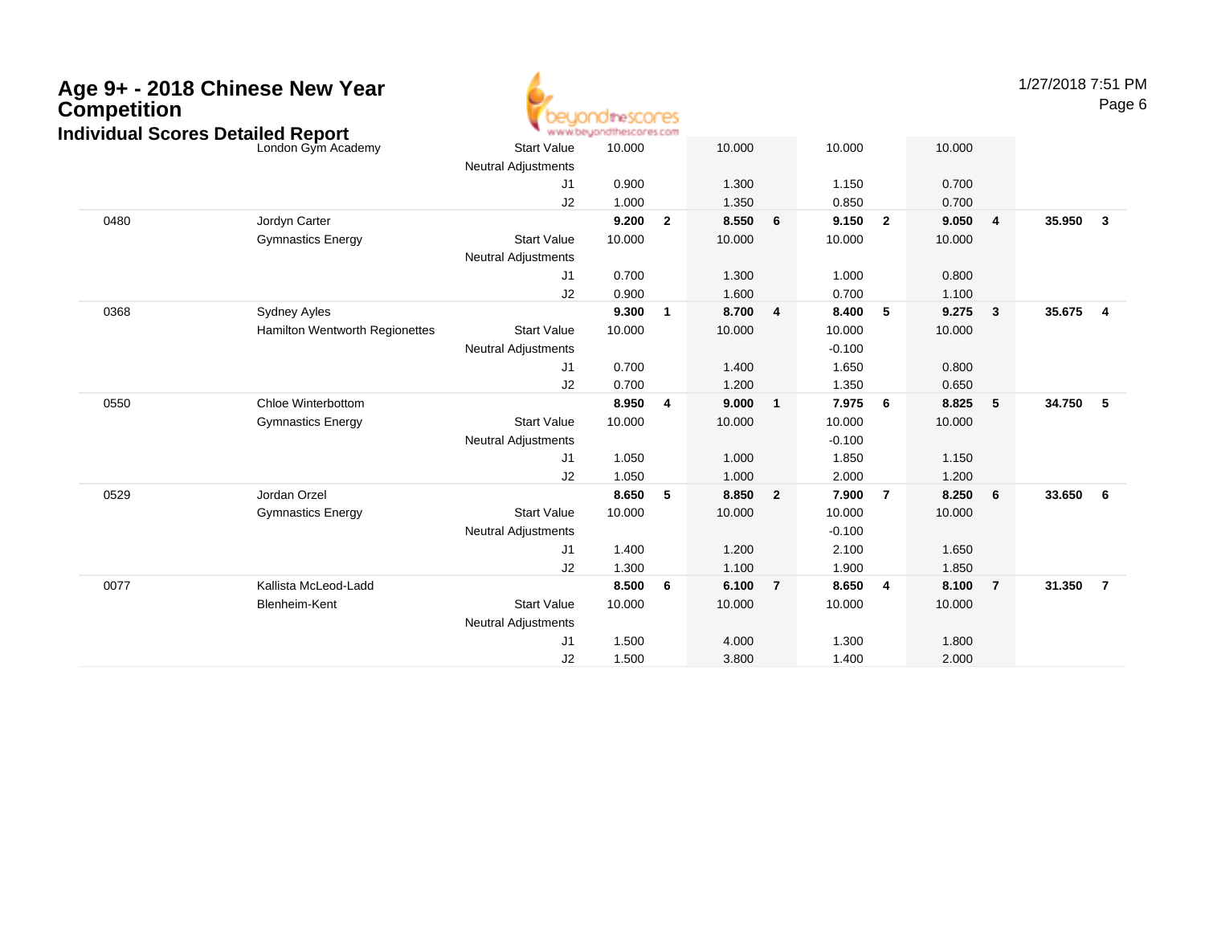# Age 9+ - 2018 Chinese New Year Competition

## Individual Scores Detailed Report

| | | | | | | | | | | | | |
|---|---|---|---|---|---|---|---|---|---|---|---|---|
| | London Gym Academy | Start Value | 10.000 | | 10.000 | | 10.000 | | 10.000 | | | |
| | | Neutral Adjustments | | | | | | | | | | |
| | | J1 | 0.900 | | 1.300 | | 1.150 | | 0.700 | | | |
| | | J2 | 1.000 | | 1.350 | | 0.850 | | 0.700 | | | |
| 0480 | Jordyn Carter | | **9.200** | **2** | **8.550** | **6** | **9.150** | **2** | **9.050** | **4** | **35.950** | **3** |
| | Gymnastics Energy | Start Value | 10.000 | | 10.000 | | 10.000 | | 10.000 | | | |
| | | Neutral Adjustments | | | | | | | | | | |
| | | J1 | 0.700 | | 1.300 | | 1.000 | | 0.800 | | | |
| | | J2 | 0.900 | | 1.600 | | 0.700 | | 1.100 | | | |
| 0368 | Sydney Ayles | | **9.300** | **1** | **8.700** | **4** | **8.400** | **5** | **9.275** | **3** | **35.675** | **4** |
| | Hamilton Wentworth Regionettes | Start Value | 10.000 | | 10.000 | | 10.000 | | 10.000 | | | |
| | | Neutral Adjustments | | | | | -0.100 | | | | | |
| | | J1 | 0.700 | | 1.400 | | 1.650 | | 0.800 | | | |
| | | J2 | 0.700 | | 1.200 | | 1.350 | | 0.650 | | | |
| 0550 | Chloe Winterbottom | | **8.950** | **4** | **9.000** | **1** | **7.975** | **6** | **8.825** | **5** | **34.750** | **5** |
| | Gymnastics Energy | Start Value | 10.000 | | 10.000 | | 10.000 | | 10.000 | | | |
| | | Neutral Adjustments | | | | | -0.100 | | | | | |
| | | J1 | 1.050 | | 1.000 | | 1.850 | | 1.150 | | | |
| | | J2 | 1.050 | | 1.000 | | 2.000 | | 1.200 | | | |
| 0529 | Jordan Orzel | | **8.650** | **5** | **8.850** | **2** | **7.900** | **7** | **8.250** | **6** | **33.650** | **6** |
| | Gymnastics Energy | Start Value | 10.000 | | 10.000 | | 10.000 | | 10.000 | | | |
| | | Neutral Adjustments | | | | | -0.100 | | | | | |
| | | J1 | 1.400 | | 1.200 | | 2.100 | | 1.650 | | | |
| | | J2 | 1.300 | | 1.100 | | 1.900 | | 1.850 | | | |
| 0077 | Kallista McLeod-Ladd | | **8.500** | **6** | **6.100** | **7** | **8.650** | **4** | **8.100** | **7** | **31.350** | **7** |
| | Blenheim-Kent | Start Value | 10.000 | | 10.000 | | 10.000 | | 10.000 | | | |
| | | Neutral Adjustments | | | | | | | | | | |
| | | J1 | 1.500 | | 4.000 | | 1.300 | | 1.800 | | | |
| | | J2 | 1.500 | | 3.800 | | 1.400 | | 2.000 | | | |